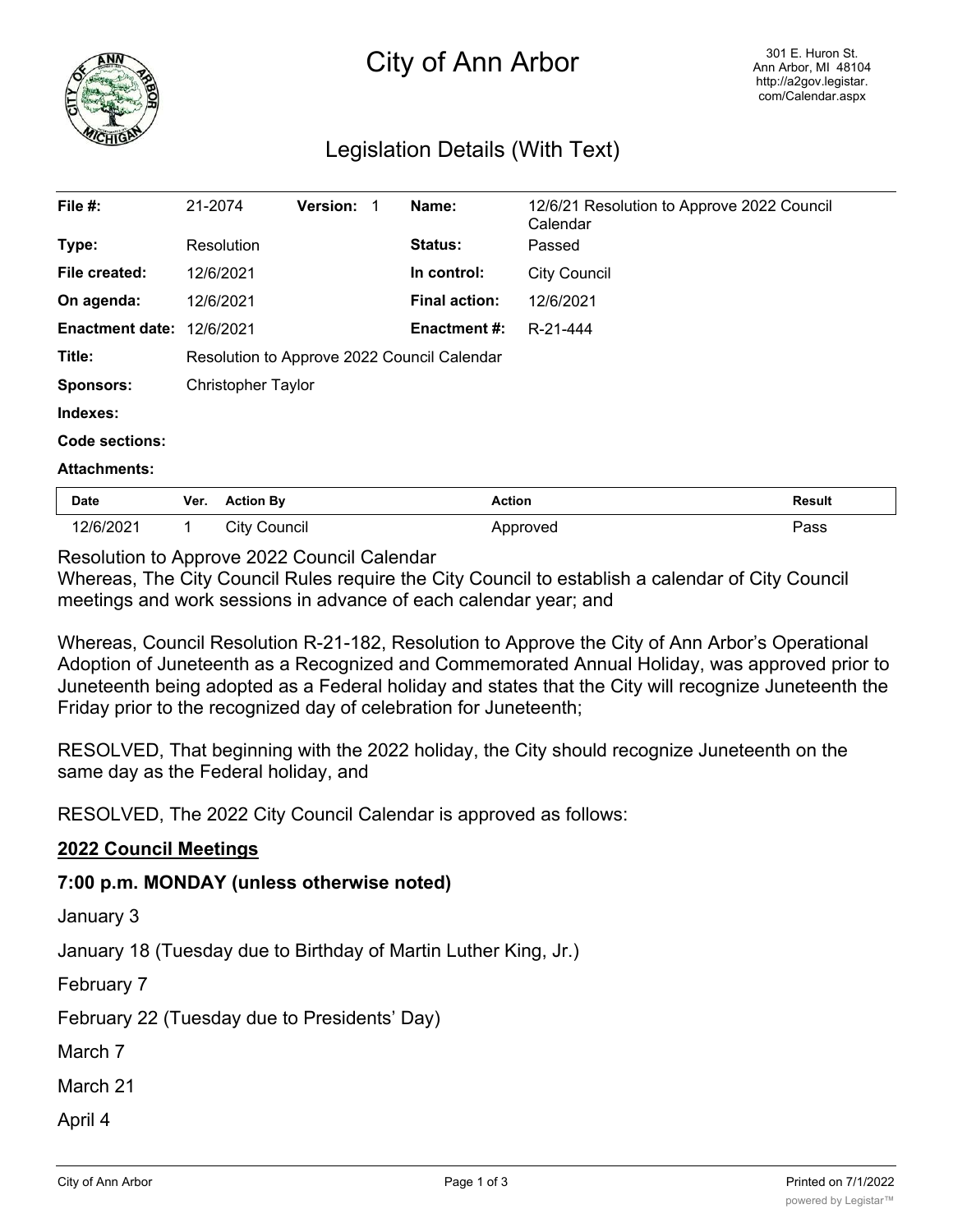# City of Ann Arbor

301 E. Huron St.
Ann Arbor, MI 48104
http://a2gov.legistar.com/Calendar.aspx

## Legislation Details (With Text)

| | | | | | |
|---|---|---|---|---|---|
| **File #:** | 21-2074 | **Version:** 1 | | **Name:** | 12/6/21 Resolution to Approve 2022 Council Calendar |
| **Type:** | Resolution | | | **Status:** | Passed |
| **File created:** | 12/6/2021 | | | **In control:** | City Council |
| **On agenda:** | 12/6/2021 | | | **Final action:** | 12/6/2021 |
| **Enactment date:** | 12/6/2021 | | | **Enactment #:** | R-21-444 |
| **Title:** | Resolution to Approve 2022 Council Calendar | | | | |
| **Sponsors:** | Christopher Taylor | | | | |
| **Indexes:** | | | | | |
| **Code sections:** | | | | | |
| **Attachments:** | | | | | |

| Date | Ver. | Action By | Action | Result |
|---|---|---|---|---|
| 12/6/2021 | 1 | City Council | Approved | Pass |

Resolution to Approve 2022 Council Calendar

Whereas, The City Council Rules require the City Council to establish a calendar of City Council meetings and work sessions in advance of each calendar year; and

Whereas, Council Resolution R-21-182, Resolution to Approve the City of Ann Arbor's Operational Adoption of Juneteenth as a Recognized and Commemorated Annual Holiday, was approved prior to Juneteenth being adopted as a Federal holiday and states that the City will recognize Juneteenth the Friday prior to the recognized day of celebration for Juneteenth;

RESOLVED, That beginning with the 2022 holiday, the City should recognize Juneteenth on the same day as the Federal holiday, and

RESOLVED, The 2022 City Council Calendar is approved as follows:

### <u>2022 Council Meetings</u>

### 7:00 p.m. MONDAY (unless otherwise noted)

January 3

January 18 (Tuesday due to Birthday of Martin Luther King, Jr.)

February 7

February 22 (Tuesday due to Presidents' Day)

March 7

March 21

April 4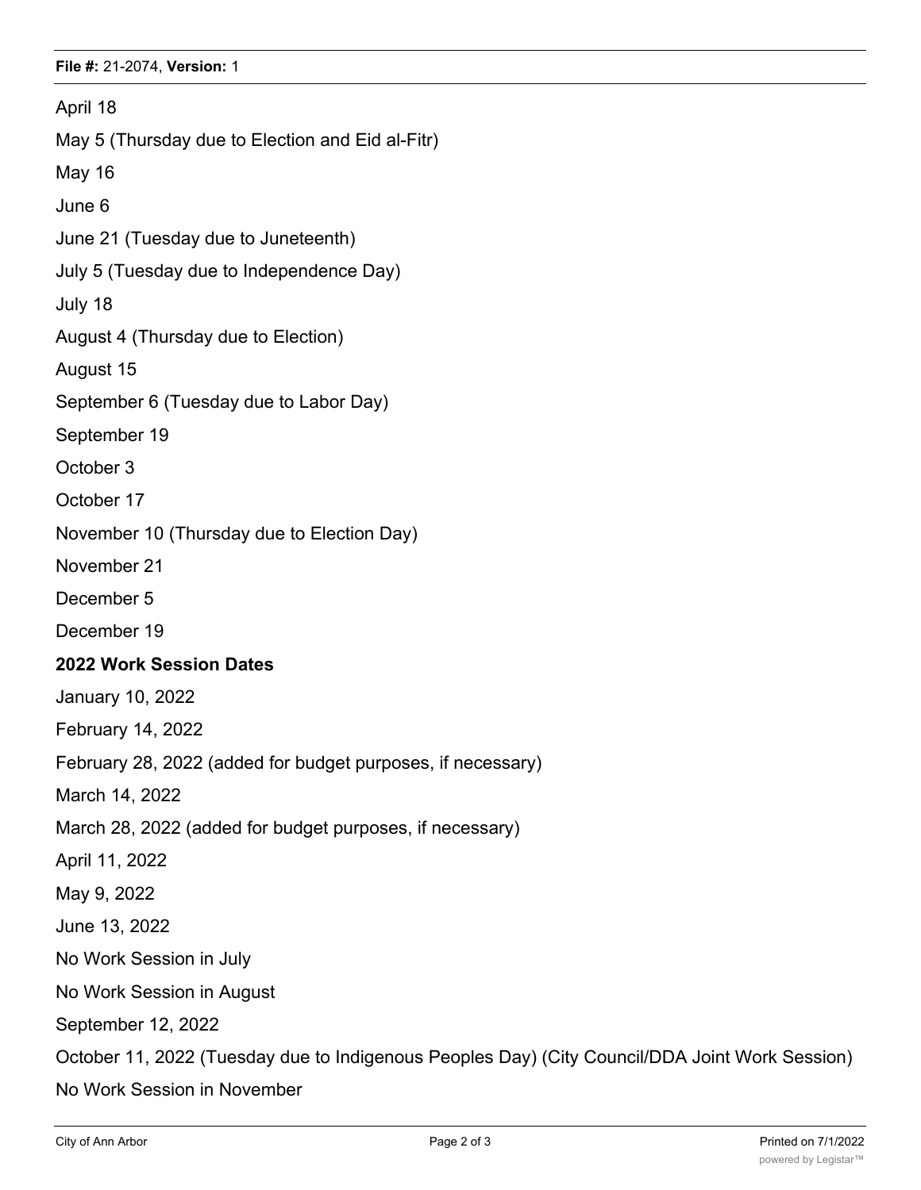April 18

May 5 (Thursday due to Election and Eid al-Fitr)

May 16

June 6

June 21 (Tuesday due to Juneteenth)

July 5 (Tuesday due to Independence Day)

July 18

August 4 (Thursday due to Election)

August 15

September 6 (Tuesday due to Labor Day)

September 19

October 3

October 17

November 10 (Thursday due to Election Day)

November 21

December 5

December 19

**2022 Work Session Dates**

January 10, 2022

February 14, 2022

February 28, 2022 (added for budget purposes, if necessary)

March 14, 2022

March 28, 2022 (added for budget purposes, if necessary)

April 11, 2022

May 9, 2022

June 13, 2022

No Work Session in July

No Work Session in August

September 12, 2022

October 11, 2022 (Tuesday due to Indigenous Peoples Day) (City Council/DDA Joint Work Session)

No Work Session in November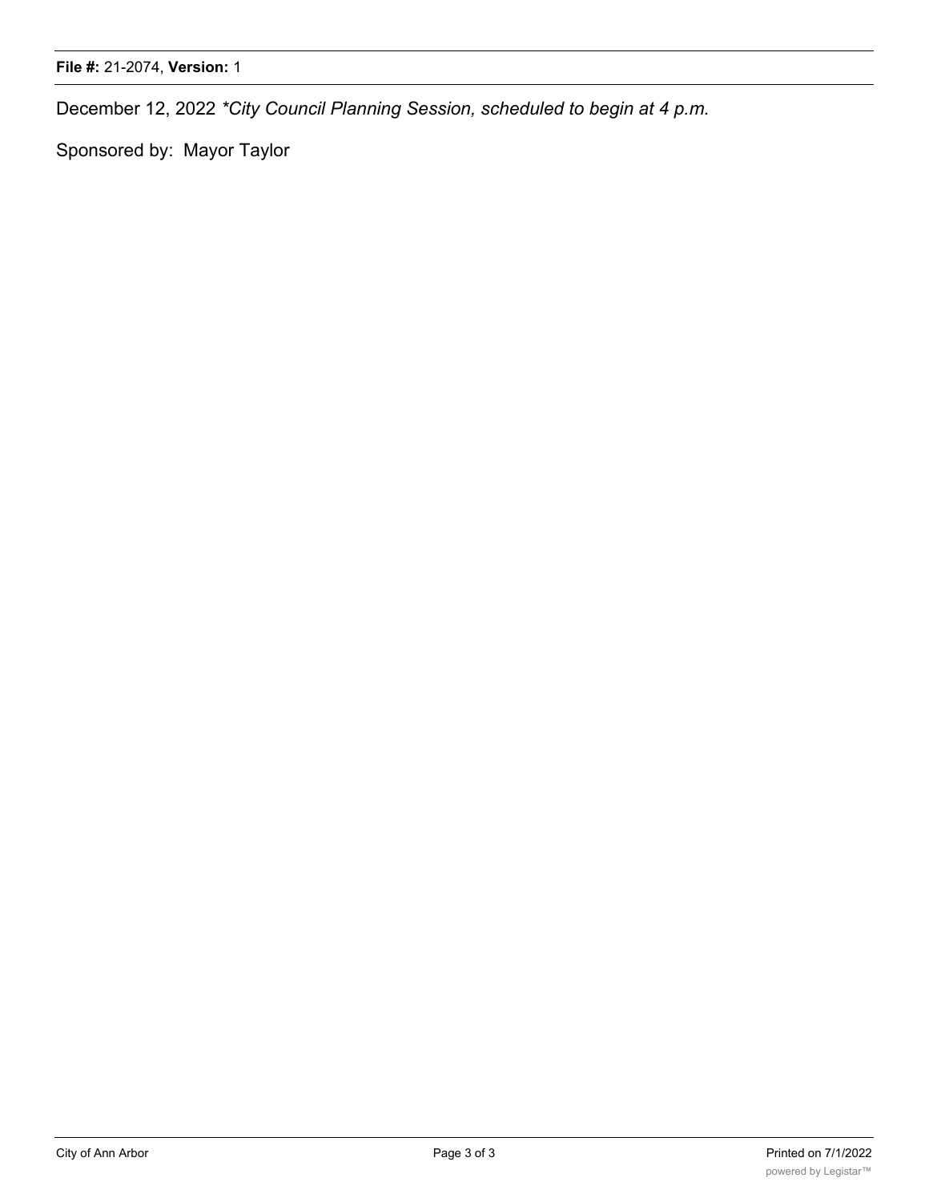December 12, 2022 *\*City Council Planning Session, scheduled to begin at 4 p.m.*

Sponsored by: Mayor Taylor